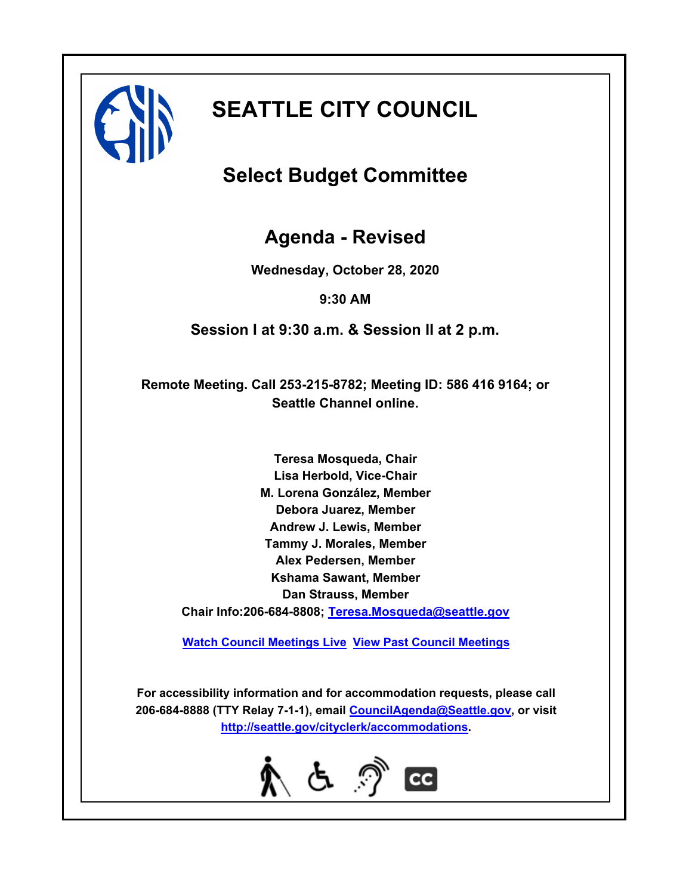# SEATTLE CITY COUNCIL

## Select Budget Committee

## Agenda - Revised

**Wednesday, October 28, 2020**

**9:30 AM**

**Session I at 9:30 a.m. & Session II at 2 p.m.**

**Remote Meeting. Call 253-215-8782; Meeting ID: 586 416 9164; or Seattle Channel online.**

**Teresa Mosqueda, Chair**
**Lisa Herbold, Vice-Chair**
**M. Lorena González, Member**
**Debora Juarez, Member**
**Andrew J. Lewis, Member**
**Tammy J. Morales, Member**
**Alex Pedersen, Member**
**Kshama Sawant, Member**
**Dan Strauss, Member**
**Chair Info:206-684-8808; Teresa.Mosqueda@seattle.gov**

**Watch Council Meetings Live  View Past Council Meetings**

**For accessibility information and for accommodation requests, please call 206-684-8888 (TTY Relay 7-1-1), email CouncilAgenda@Seattle.gov, or visit http://seattle.gov/cityclerk/accommodations.**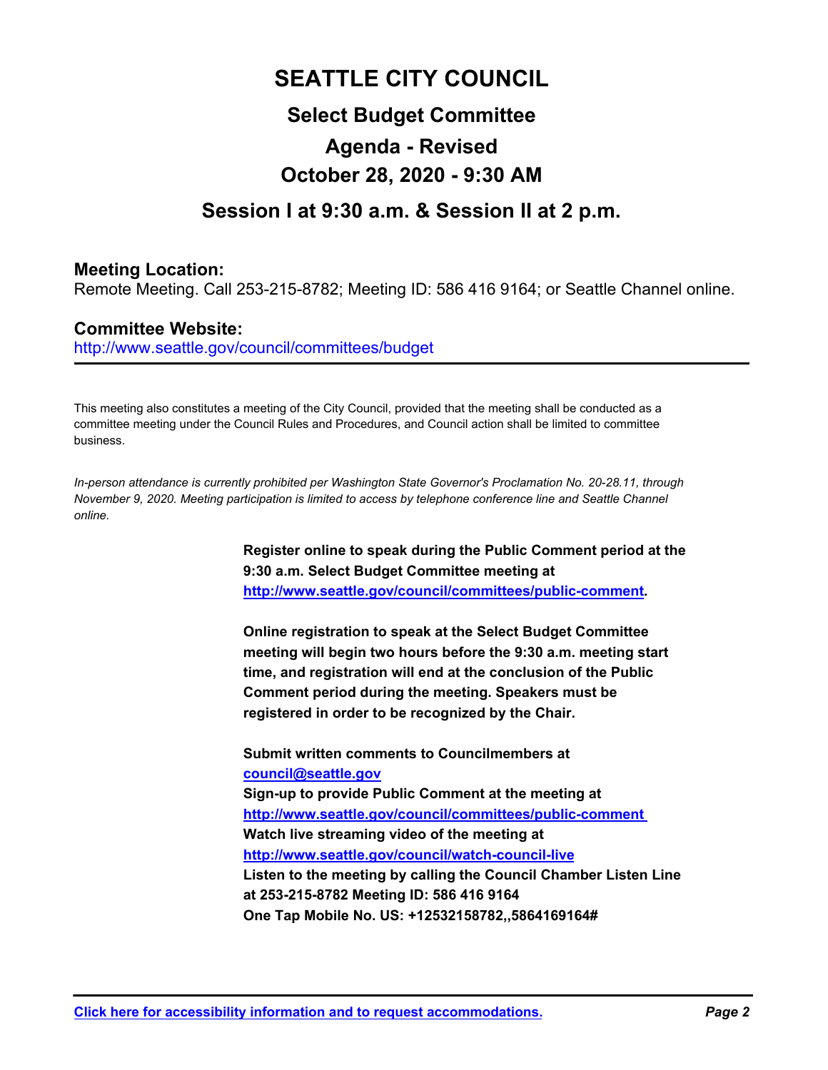# SEATTLE CITY COUNCIL

## Select Budget Committee

## Agenda - Revised

## October 28, 2020 - 9:30 AM

## Session I at 9:30 a.m. & Session II at 2 p.m.

### Meeting Location:

Remote Meeting. Call 253-215-8782; Meeting ID: 586 416 9164; or Seattle Channel online.

### Committee Website:

http://www.seattle.gov/council/committees/budget

---

This meeting also constitutes a meeting of the City Council, provided that the meeting shall be conducted as a committee meeting under the Council Rules and Procedures, and Council action shall be limited to committee business.

*In-person attendance is currently prohibited per Washington State Governor's Proclamation No. 20-28.11, through November 9, 2020. Meeting participation is limited to access by telephone conference line and Seattle Channel online.*

**Register online to speak during the Public Comment period at the 9:30 a.m. Select Budget Committee meeting at http://www.seattle.gov/council/committees/public-comment.**

**Online registration to speak at the Select Budget Committee meeting will begin two hours before the 9:30 a.m. meeting start time, and registration will end at the conclusion of the Public Comment period during the meeting. Speakers must be registered in order to be recognized by the Chair.**

**Submit written comments to Councilmembers at council@seattle.gov**
**Sign-up to provide Public Comment at the meeting at http://www.seattle.gov/council/committees/public-comment**
**Watch live streaming video of the meeting at http://www.seattle.gov/council/watch-council-live**
**Listen to the meeting by calling the Council Chamber Listen Line at 253-215-8782 Meeting ID: 586 416 9164**
**One Tap Mobile No. US: +12532158782,,5864169164#**

---

**Click here for accessibility information and to request accommodations.**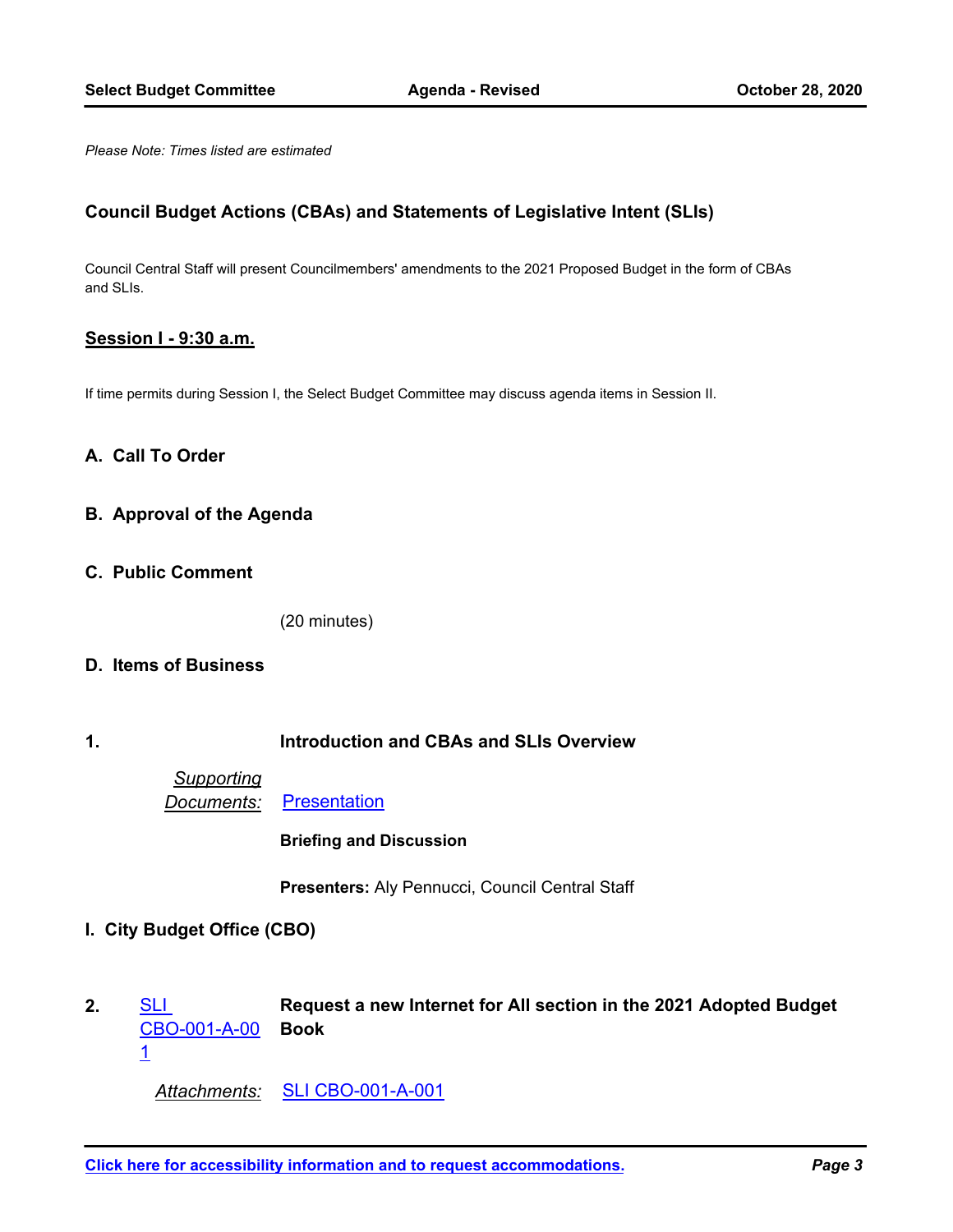*Please Note: Times listed are estimated*

## Council Budget Actions (CBAs) and Statements of Legislative Intent (SLIs)

Council Central Staff will present Councilmembers' amendments to the 2021 Proposed Budget in the form of CBAs and SLIs.

### Session I - 9:30 a.m.

If time permits during Session I, the Select Budget Committee may discuss agenda items in Session II.

### A. Call To Order

### B. Approval of the Agenda

### C. Public Comment

(20 minutes)

### D. Items of Business

**1. Introduction and CBAs and SLIs Overview**

*Supporting Documents:* Presentation

**Briefing and Discussion**

**Presenters:** Aly Pennucci, Council Central Staff

### I. City Budget Office (CBO)

**2.** SLI CBO-001-A-001 **Request a new Internet for All section in the 2021 Adopted Budget Book**

*Attachments:* SLI CBO-001-A-001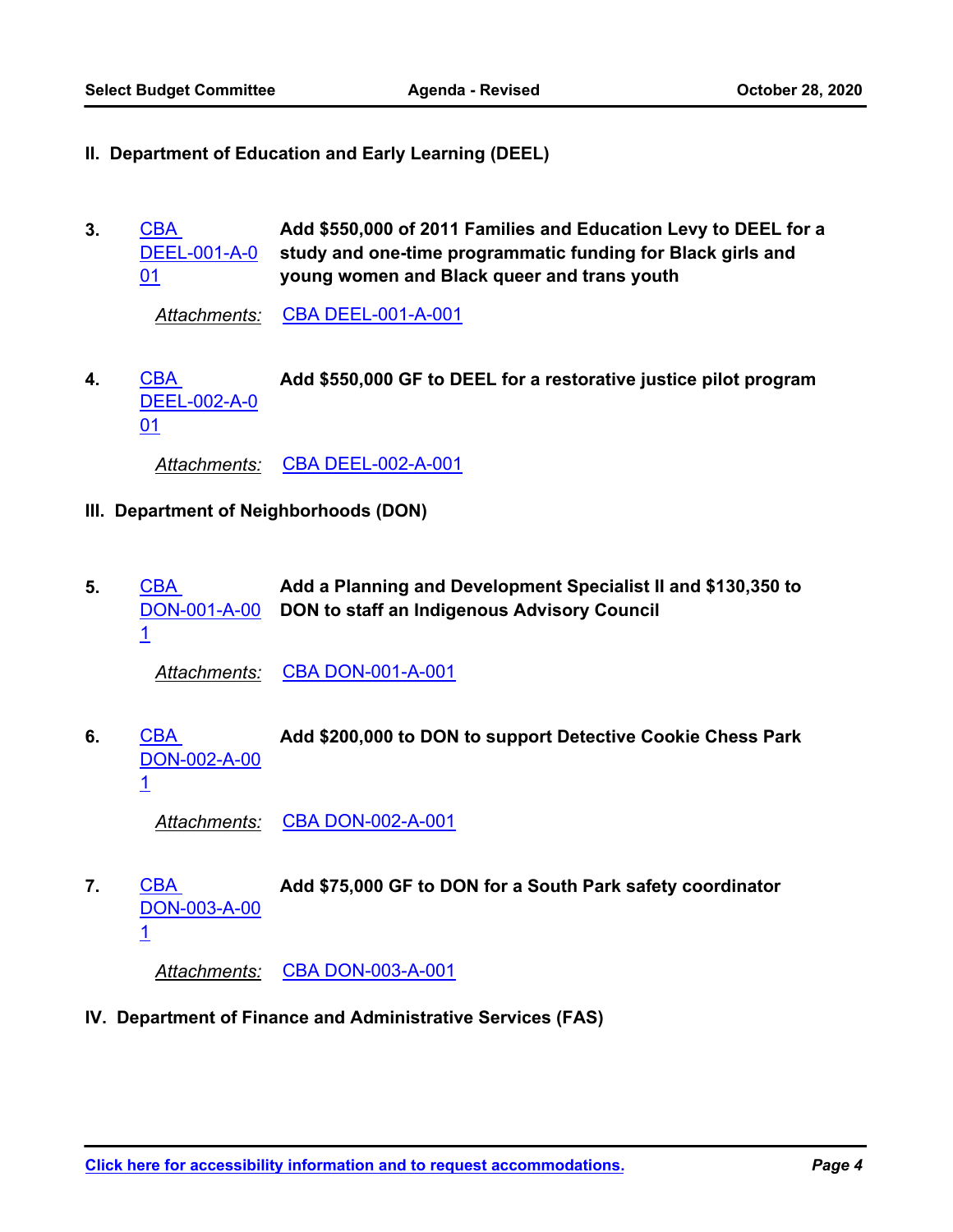## II. Department of Education and Early Learning (DEEL)

**3.** CBA DEEL-001-A-001 — **Add $550,000 of 2011 Families and Education Levy to DEEL for a study and one-time programmatic funding for Black girls and young women and Black queer and trans youth**

*Attachments:* CBA DEEL-001-A-001

**4.** CBA DEEL-002-A-001 — **Add $550,000 GF to DEEL for a restorative justice pilot program**

*Attachments:* CBA DEEL-002-A-001

## III. Department of Neighborhoods (DON)

**5.** CBA DON-001-A-001 — **Add a Planning and Development Specialist II and $130,350 to DON to staff an Indigenous Advisory Council**

*Attachments:* CBA DON-001-A-001

**6.** CBA DON-002-A-001 — **Add $200,000 to DON to support Detective Cookie Chess Park**

*Attachments:* CBA DON-002-A-001

**7.** CBA DON-003-A-001 — **Add $75,000 GF to DON for a South Park safety coordinator**

*Attachments:* CBA DON-003-A-001

## IV. Department of Finance and Administrative Services (FAS)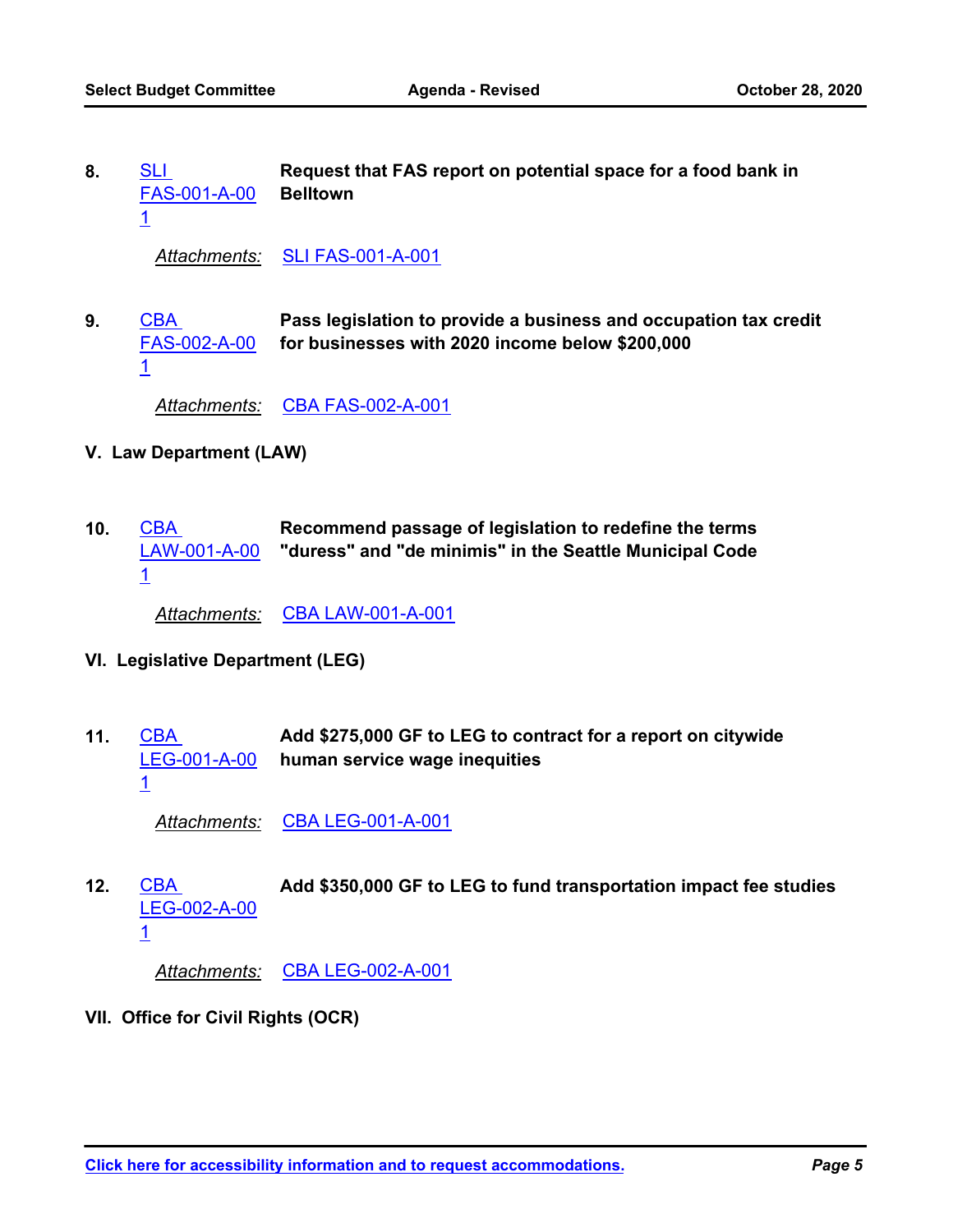8. **SLI FAS-001-A-001** — **Request that FAS report on potential space for a food bank in Belltown**

   *Attachments:* SLI FAS-001-A-001

9. **CBA FAS-002-A-001** — **Pass legislation to provide a business and occupation tax credit for businesses with 2020 income below $200,000**

   *Attachments:* CBA FAS-002-A-001

## V. Law Department (LAW)

10. **CBA LAW-001-A-001** — **Recommend passage of legislation to redefine the terms "duress" and "de minimis" in the Seattle Municipal Code**

    *Attachments:* CBA LAW-001-A-001

## VI. Legislative Department (LEG)

11. **CBA LEG-001-A-001** — **Add $275,000 GF to LEG to contract for a report on citywide human service wage inequities**

    *Attachments:* CBA LEG-001-A-001

12. **CBA LEG-002-A-001** — **Add $350,000 GF to LEG to fund transportation impact fee studies**

    *Attachments:* CBA LEG-002-A-001

## VII. Office for Civil Rights (OCR)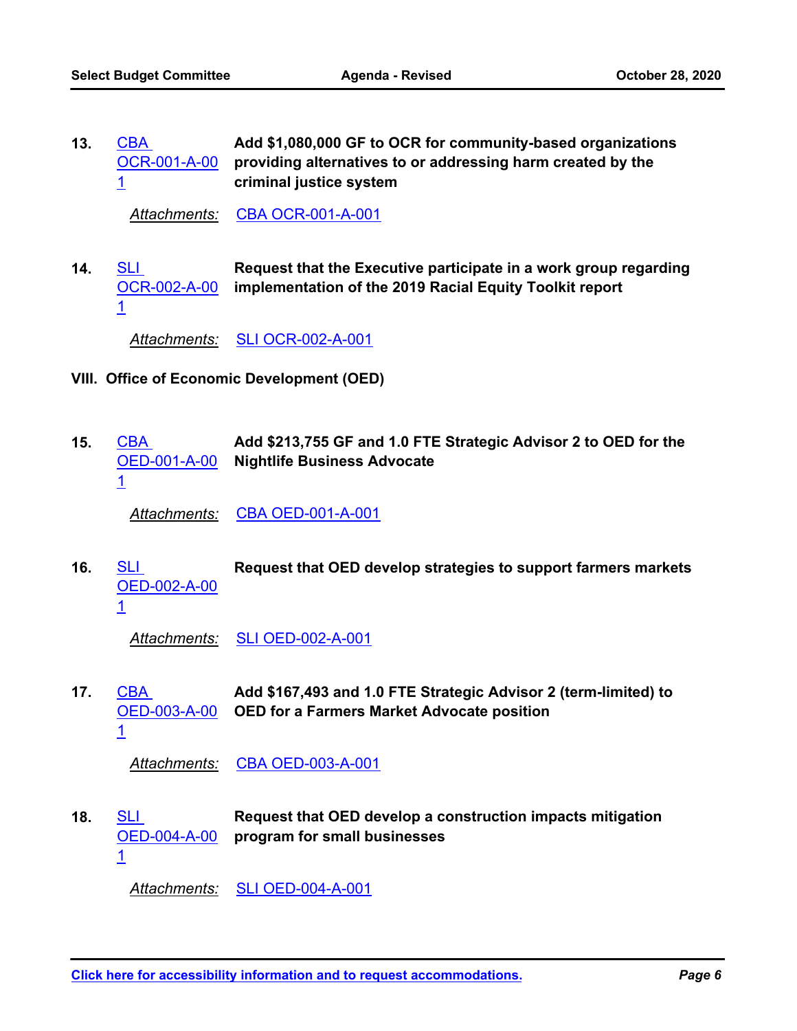13. CBA OCR-001-A-001 **Add $1,080,000 GF to OCR for community-based organizations providing alternatives to or addressing harm created by the criminal justice system**

    *Attachments:* CBA OCR-001-A-001

14. SLI OCR-002-A-001 **Request that the Executive participate in a work group regarding implementation of the 2019 Racial Equity Toolkit report**

    *Attachments:* SLI OCR-002-A-001

## VIII. Office of Economic Development (OED)

15. CBA OED-001-A-001 **Add $213,755 GF and 1.0 FTE Strategic Advisor 2 to OED for the Nightlife Business Advocate**

    *Attachments:* CBA OED-001-A-001

16. SLI OED-002-A-001 **Request that OED develop strategies to support farmers markets**

    *Attachments:* SLI OED-002-A-001

17. CBA OED-003-A-001 **Add $167,493 and 1.0 FTE Strategic Advisor 2 (term-limited) to OED for a Farmers Market Advocate position**

    *Attachments:* CBA OED-003-A-001

18. SLI OED-004-A-001 **Request that OED develop a construction impacts mitigation program for small businesses**

    *Attachments:* SLI OED-004-A-001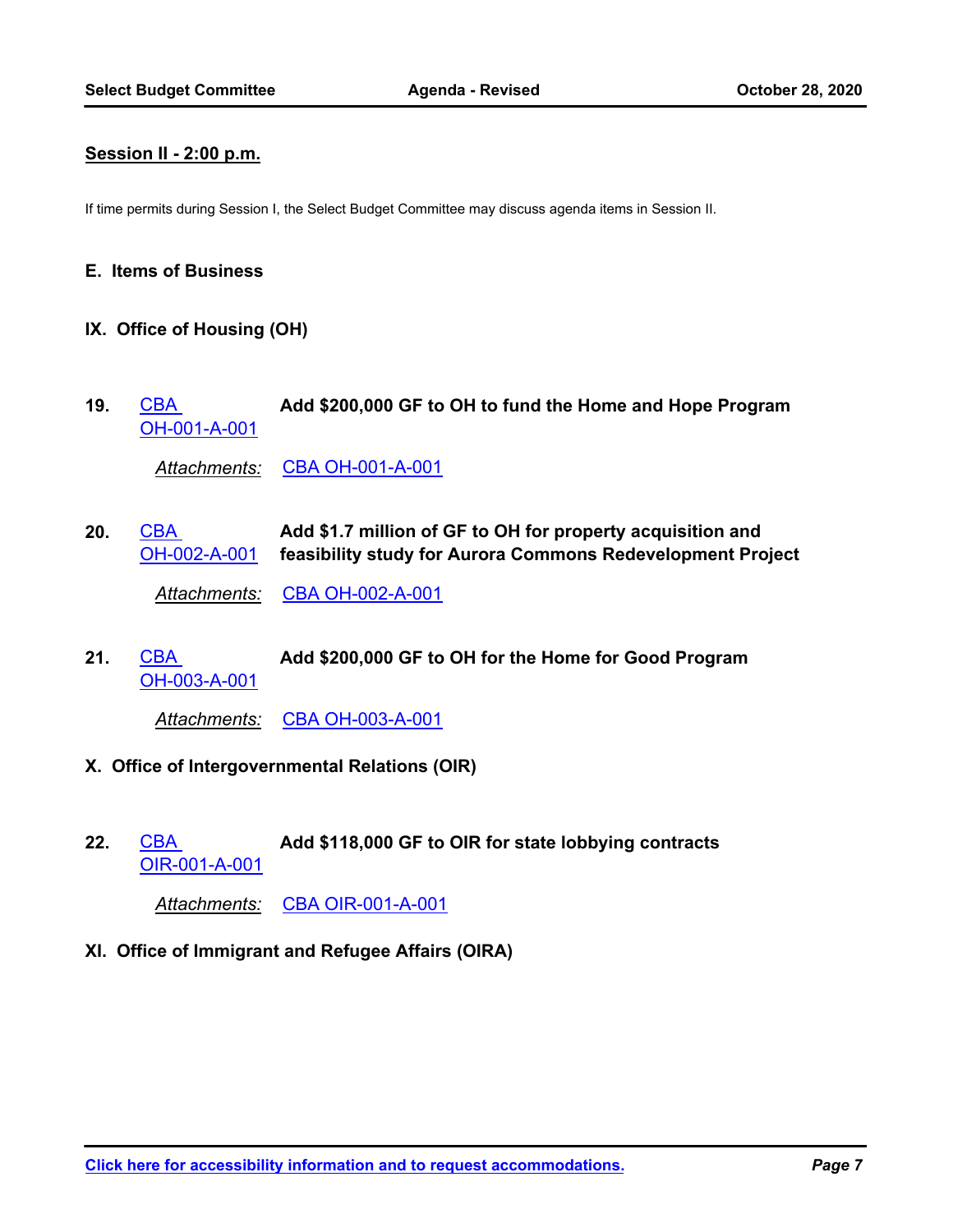**Session II - 2:00 p.m.**

If time permits during Session I, the Select Budget Committee may discuss agenda items in Session II.

## E. Items of Business

## IX. Office of Housing (OH)

**19.** CBA OH-001-A-001 **Add $200,000 GF to OH to fund the Home and Hope Program**

*Attachments:* CBA OH-001-A-001

**20.** CBA OH-002-A-001 **Add $1.7 million of GF to OH for property acquisition and feasibility study for Aurora Commons Redevelopment Project**

*Attachments:* CBA OH-002-A-001

**21.** CBA OH-003-A-001 **Add $200,000 GF to OH for the Home for Good Program**

*Attachments:* CBA OH-003-A-001

## X. Office of Intergovernmental Relations (OIR)

**22.** CBA OIR-001-A-001 **Add $118,000 GF to OIR for state lobbying contracts**

*Attachments:* CBA OIR-001-A-001

## XI. Office of Immigrant and Refugee Affairs (OIRA)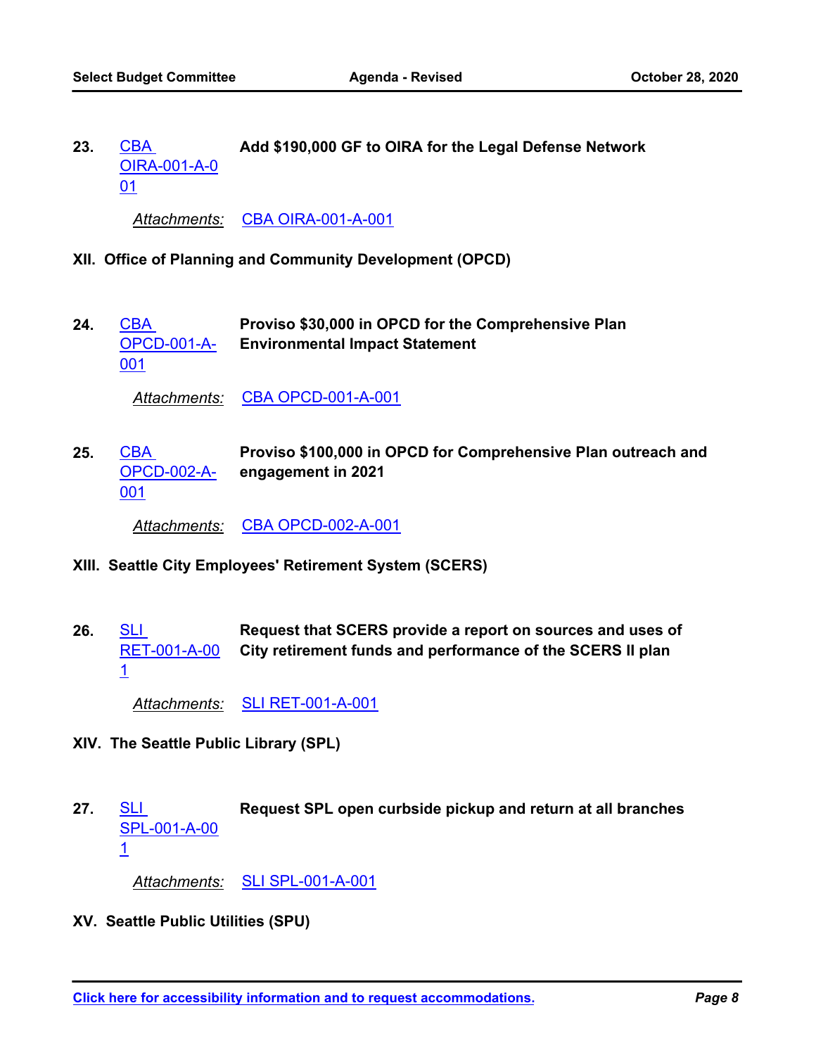**23.** CBA OIRA-001-A-001 **Add $190,000 GF to OIRA for the Legal Defense Network**

*Attachments:* CBA OIRA-001-A-001

## XII. Office of Planning and Community Development (OPCD)

**24.** CBA OPCD-001-A-001 **Proviso $30,000 in OPCD for the Comprehensive Plan Environmental Impact Statement**

*Attachments:* CBA OPCD-001-A-001

**25.** CBA OPCD-002-A-001 **Proviso $100,000 in OPCD for Comprehensive Plan outreach and engagement in 2021**

*Attachments:* CBA OPCD-002-A-001

## XIII. Seattle City Employees' Retirement System (SCERS)

**26.** SLI RET-001-A-001 **Request that SCERS provide a report on sources and uses of City retirement funds and performance of the SCERS II plan**

*Attachments:* SLI RET-001-A-001

## XIV. The Seattle Public Library (SPL)

**27.** SLI SPL-001-A-001 **Request SPL open curbside pickup and return at all branches**

*Attachments:* SLI SPL-001-A-001

## XV. Seattle Public Utilities (SPU)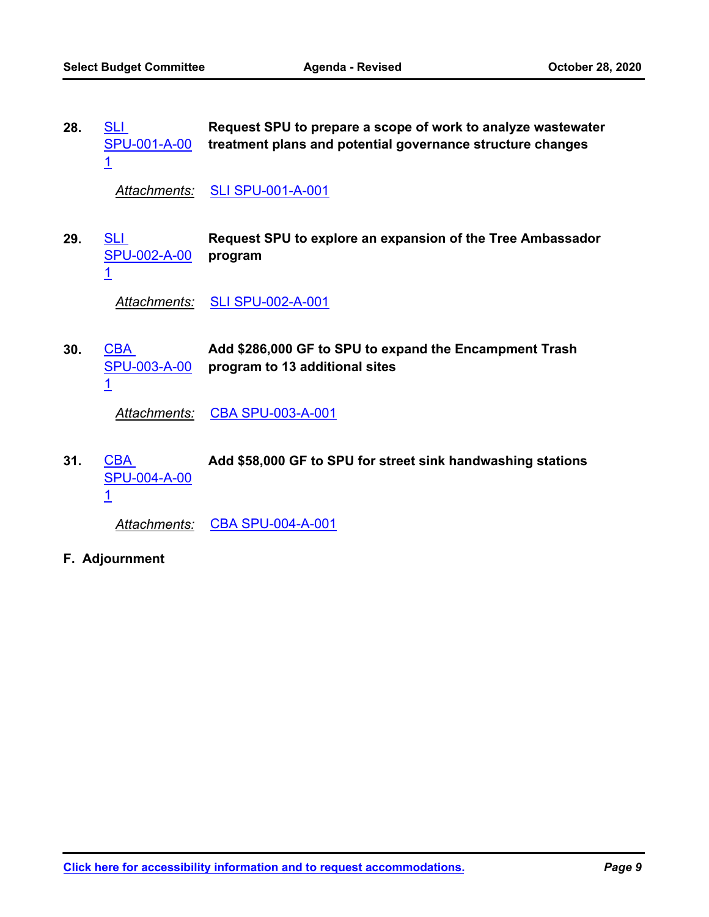28. SLI SPU-001-A-001 **Request SPU to prepare a scope of work to analyze wastewater treatment plans and potential governance structure changes**

    *Attachments:* SLI SPU-001-A-001

29. SLI SPU-002-A-001 **Request SPU to explore an expansion of the Tree Ambassador program**

    *Attachments:* SLI SPU-002-A-001

30. CBA SPU-003-A-001 **Add $286,000 GF to SPU to expand the Encampment Trash program to 13 additional sites**

    *Attachments:* CBA SPU-003-A-001

31. CBA SPU-004-A-001 **Add $58,000 GF to SPU for street sink handwashing stations**

    *Attachments:* CBA SPU-004-A-001

**F. Adjournment**

**Click here for accessibility information and to request accommodations.**